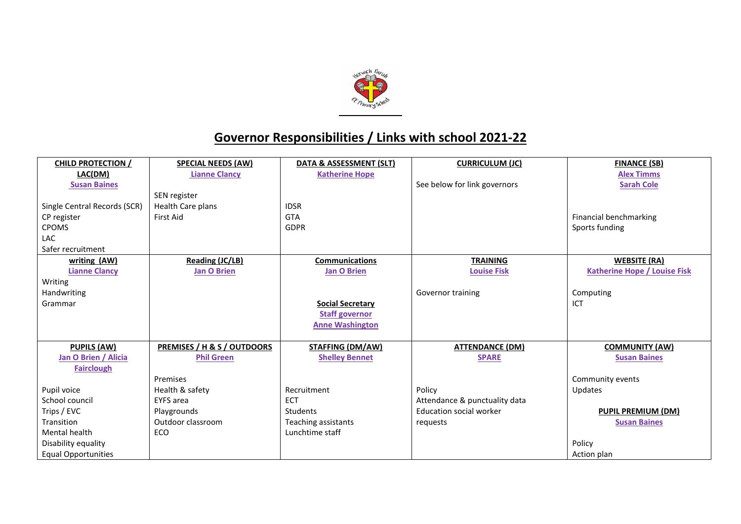# Governor Responsibilities / Links with school 2021-22

| **CHILD PROTECTION / LAC(DM)**<br>**Susan Baines**<br><br>Single Central Records (SCR)<br>CP register<br>CPOMS<br>LAC<br>Safer recruitment | **SPECIAL NEEDS (AW)**<br>**Lianne Clancy**<br><br>SEN register<br>Health Care plans<br>First Aid | **DATA & ASSESSMENT (SLT)**<br>**Katherine Hope**<br><br>IDSR<br>GTA<br>GDPR | **CURRICULUM (JC)**<br><br>See below for link governors | **FINANCE (SB)**<br>**Alex Timms**<br>**Sarah Cole**<br><br>Financial benchmarking<br>Sports funding |
|---|---|---|---|---|
| **writing (AW)**<br>**Lianne Clancy**<br>Writing<br>Handwriting<br>Grammar | **Reading (JC/LB)**<br>**Jan O Brien** | **Communications**<br>**Jan O Brien**<br><br>**Social Secretary**<br>**Staff governor**<br>**Anne Washington** | **TRAINING**<br>**Louise Fisk**<br><br>Governor training | **WEBSITE (RA)**<br>**Katherine Hope / Louise Fisk**<br><br>Computing<br>ICT |
| **PUPILS (AW)**<br>**Jan O Brien / Alicia Fairclough**<br><br>Pupil voice<br>School council<br>Trips / EVC<br>Transition<br>Mental health<br>Disability equality<br>Equal Opportunities | **PREMISES / H & S / OUTDOORS**<br>**Phil Green**<br><br>Premises<br>Health & safety<br>EYFS area<br>Playgrounds<br>Outdoor classroom<br>ECO | **STAFFING (DM/AW)**<br>**Shelley Bennet**<br><br>Recruitment<br>ECT<br>Students<br>Teaching assistants<br>Lunchtime staff | **ATTENDANCE (DM)**<br>**SPARE**<br><br>Policy<br>Attendance & punctuality data<br>Education social worker requests | **COMMUNITY (AW)**<br>**Susan Baines**<br><br>Community events<br>Updates<br><br>**PUPIL PREMIUM (DM)**<br>**Susan Baines**<br><br>Policy<br>Action plan |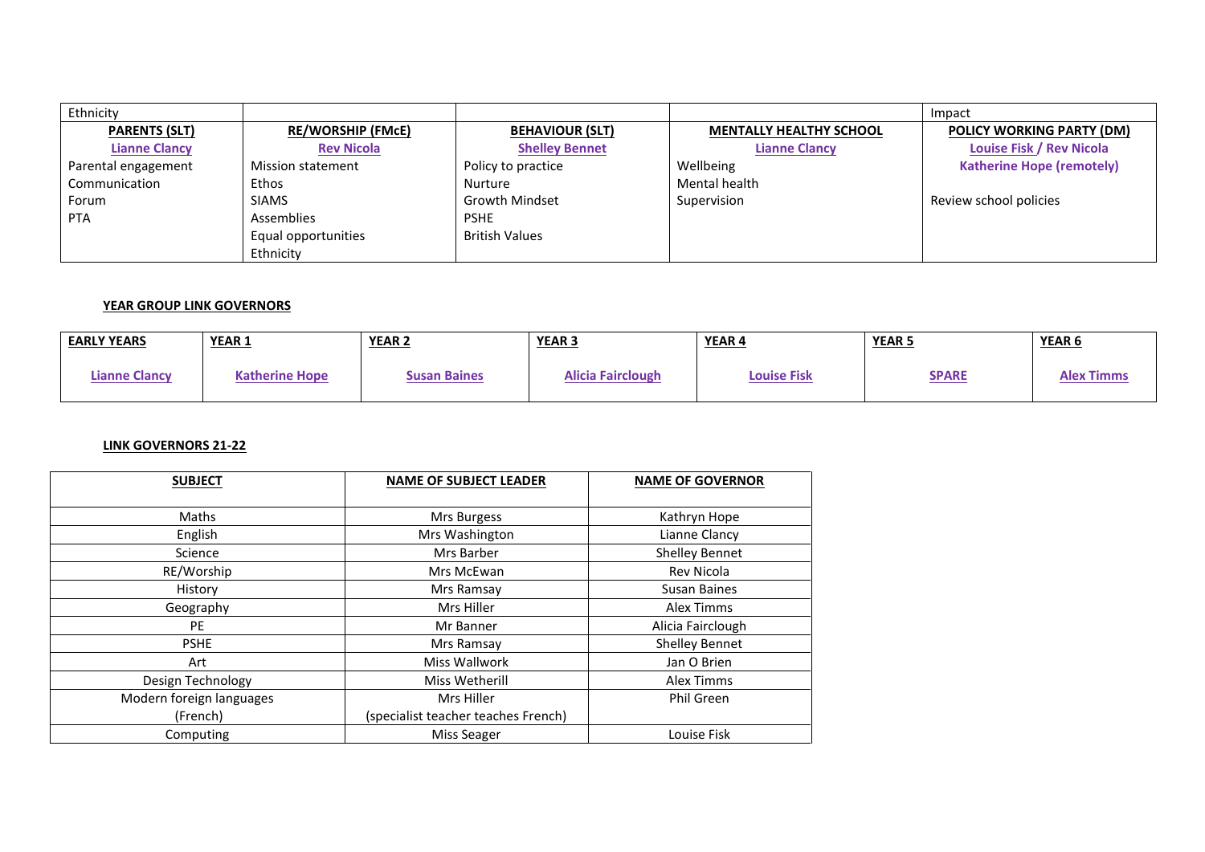| Ethnicity | | | | Impact |
|---|---|---|---|---|
| **PARENTS (SLT)** | **RE/WORSHIP (FMcE)** | **BEHAVIOUR (SLT)** | **MENTALLY HEALTHY SCHOOL** | **POLICY WORKING PARTY (DM)** |
| **Lianne Clancy** | **Rev Nicola** | **Shelley Bennet** | **Lianne Clancy** | **Louise Fisk / Rev Nicola**<br>**Katherine Hope (remotely)** |
| Parental engagement<br>Communication<br>Forum<br>PTA | Mission statement<br>Ethos<br>SIAMS<br>Assemblies<br>Equal opportunities<br>Ethnicity | Policy to practice<br>Nurture<br>Growth Mindset<br>PSHE<br>British Values | Wellbeing<br>Mental health<br>Supervision | Review school policies |

**YEAR GROUP LINK GOVERNORS**

| **EARLY YEARS** | **YEAR 1** | **YEAR 2** | **YEAR 3** | **YEAR 4** | **YEAR 5** | **YEAR 6** |
|---|---|---|---|---|---|---|
| **Lianne Clancy** | **Katherine Hope** | **Susan Baines** | **Alicia Fairclough** | **Louise Fisk** | **SPARE** | **Alex Timms** |

**LINK GOVERNORS 21-22**

| **SUBJECT** | **NAME OF SUBJECT LEADER** | **NAME OF GOVERNOR** |
|---|---|---|
| Maths | Mrs Burgess | Kathryn Hope |
| English | Mrs Washington | Lianne Clancy |
| Science | Mrs Barber | Shelley Bennet |
| RE/Worship | Mrs McEwan | Rev Nicola |
| History | Mrs Ramsay | Susan Baines |
| Geography | Mrs Hiller | Alex Timms |
| PE | Mr Banner | Alicia Fairclough |
| PSHE | Mrs Ramsay | Shelley Bennet |
| Art | Miss Wallwork | Jan O Brien |
| Design Technology | Miss Wetherill | Alex Timms |
| Modern foreign languages (French) | Mrs Hiller (specialist teacher teaches French) | Phil Green |
| Computing | Miss Seager | Louise Fisk |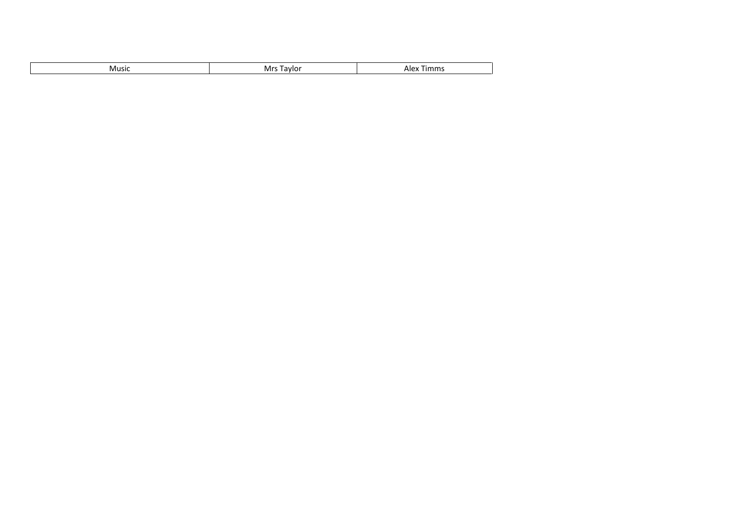| | | |
|---|---|---|
| Music | Mrs Taylor | Alex Timms |